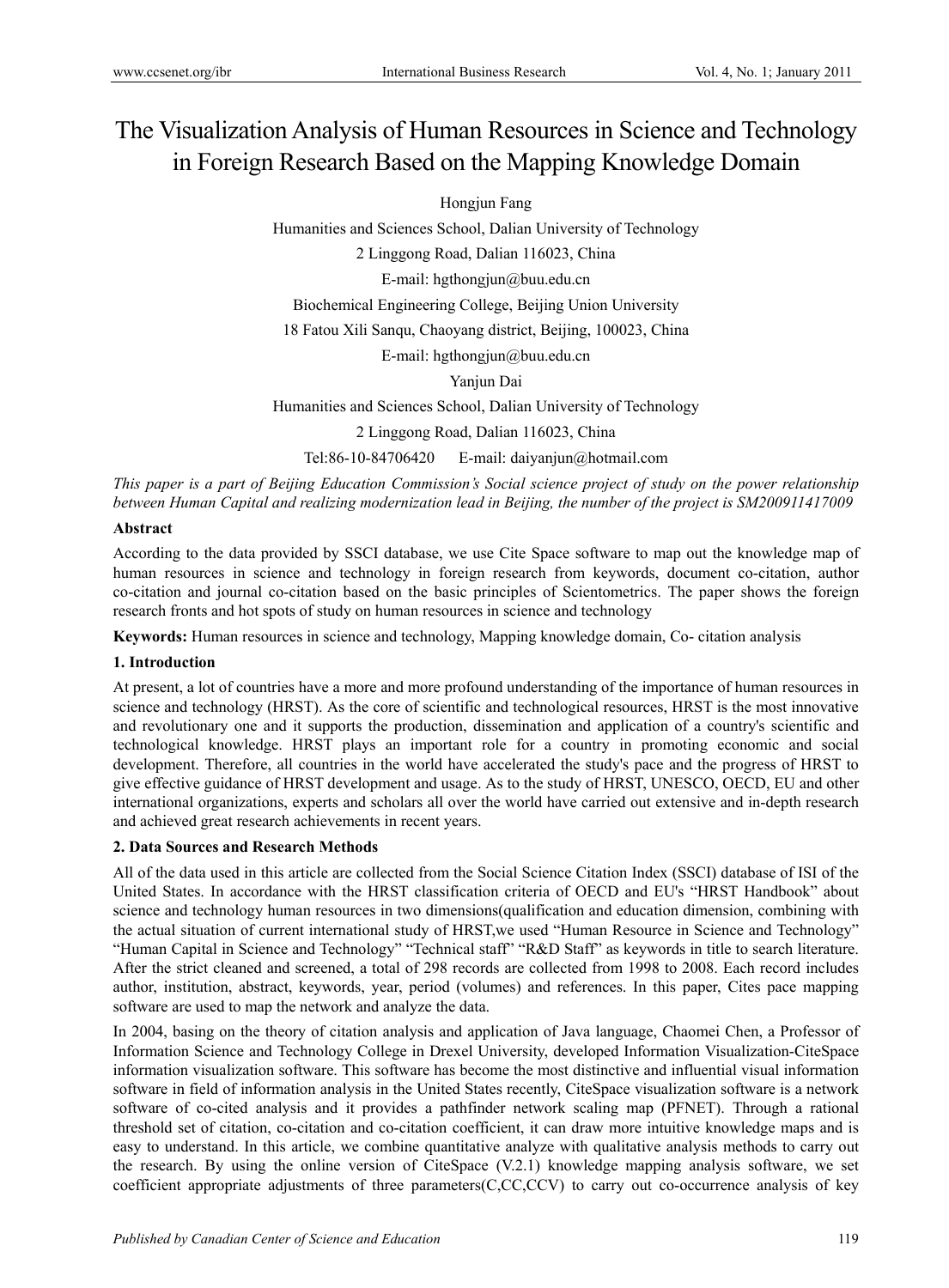# The Visualization Analysis of Human Resources in Science and Technology in Foreign Research Based on the Mapping Knowledge Domain

Hongjun Fang

Humanities and Sciences School, Dalian University of Technology

2 Linggong Road, Dalian 116023, China

E-mail: hgthongjun@buu.edu.cn

Biochemical Engineering College, Beijing Union University

18 Fatou Xili Sanqu, Chaoyang district, Beijing, 100023, China

E-mail: hgthongjun@buu.edu.cn

Yanjun Dai

Humanities and Sciences School, Dalian University of Technology

2 Linggong Road, Dalian 116023, China

Tel:86-10-84706420 E-mail: daiyanjun@hotmail.com

*This paper is a part of Beijing Education Commission's Social science project of study on the power relationship between Human Capital and realizing modernization lead in Beijing, the number of the project is SM200911417009*

**Abstract**

According to the data provided by SSCI database, we use Cite Space software to map out the knowledge map of human resources in science and technology in foreign research from keywords, document co-citation, author co-citation and journal co-citation based on the basic principles of Scientometrics. The paper shows the foreign research fronts and hot spots of study on human resources in science and technology

**Keywords:** Human resources in science and technology, Mapping knowledge domain, Co- citation analysis

## 1. Introduction

At present, a lot of countries have a more and more profound understanding of the importance of human resources in science and technology (HRST). As the core of scientific and technological resources, HRST is the most innovative and revolutionary one and it supports the production, dissemination and application of a country's scientific and technological knowledge. HRST plays an important role for a country in promoting economic and social development. Therefore, all countries in the world have accelerated the study's pace and the progress of HRST to give effective guidance of HRST development and usage. As to the study of HRST, UNESCO, OECD, EU and other international organizations, experts and scholars all over the world have carried out extensive and in-depth research and achieved great research achievements in recent years.

## 2. Data Sources and Research Methods

All of the data used in this article are collected from the Social Science Citation Index (SSCI) database of ISI of the United States. In accordance with the HRST classification criteria of OECD and EU's "HRST Handbook" about science and technology human resources in two dimensions(qualification and education dimension, combining with the actual situation of current international study of HRST,we used "Human Resource in Science and Technology" "Human Capital in Science and Technology" "Technical staff" "R&D Staff" as keywords in title to search literature. After the strict cleaned and screened, a total of 298 records are collected from 1998 to 2008. Each record includes author, institution, abstract, keywords, year, period (volumes) and references. In this paper, Cites pace mapping software are used to map the network and analyze the data.

In 2004, basing on the theory of citation analysis and application of Java language, Chaomei Chen, a Professor of Information Science and Technology College in Drexel University, developed Information Visualization-CiteSpace information visualization software. This software has become the most distinctive and influential visual information software in field of information analysis in the United States recently, CiteSpace visualization software is a network software of co-cited analysis and it provides a pathfinder network scaling map (PFNET). Through a rational threshold set of citation, co-citation and co-citation coefficient, it can draw more intuitive knowledge maps and is easy to understand. In this article, we combine quantitative analyze with qualitative analysis methods to carry out the research. By using the online version of CiteSpace (V.2.1) knowledge mapping analysis software, we set coefficient appropriate adjustments of three parameters(C,CC,CCV) to carry out co-occurrence analysis of key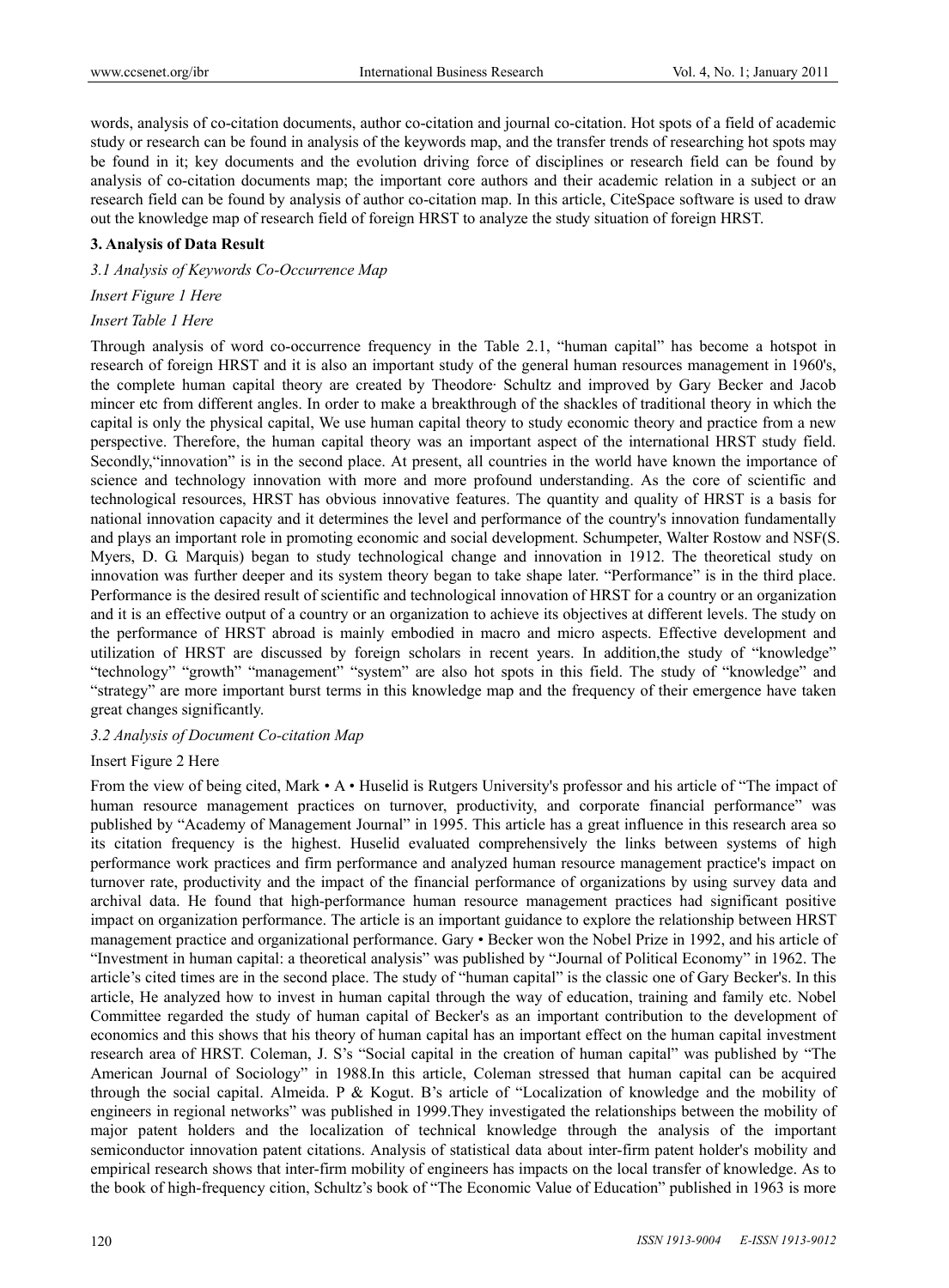words, analysis of co-citation documents, author co-citation and journal co-citation. Hot spots of a field of academic study or research can be found in analysis of the keywords map, and the transfer trends of researching hot spots may be found in it; key documents and the evolution driving force of disciplines or research field can be found by analysis of co-citation documents map; the important core authors and their academic relation in a subject or an research field can be found by analysis of author co-citation map. In this article, CiteSpace software is used to draw out the knowledge map of research field of foreign HRST to analyze the study situation of foreign HRST.

## 3. Analysis of Data Result

### *3.1 Analysis of Keywords Co-Occurrence Map*

*Insert Figure 1 Here*

*Insert Table 1 Here*

Through analysis of word co-occurrence frequency in the Table 2.1, "human capital" has become a hotspot in research of foreign HRST and it is also an important study of the general human resources management in 1960's, the complete human capital theory are created by Theodore· Schultz and improved by Gary Becker and Jacob mincer etc from different angles. In order to make a breakthrough of the shackles of traditional theory in which the capital is only the physical capital, We use human capital theory to study economic theory and practice from a new perspective. Therefore, the human capital theory was an important aspect of the international HRST study field. Secondly,"innovation" is in the second place. At present, all countries in the world have known the importance of science and technology innovation with more and more profound understanding. As the core of scientific and technological resources, HRST has obvious innovative features. The quantity and quality of HRST is a basis for national innovation capacity and it determines the level and performance of the country's innovation fundamentally and plays an important role in promoting economic and social development. Schumpeter, Walter Rostow and NSF(S. Myers, D. G. Marquis) began to study technological change and innovation in 1912. The theoretical study on innovation was further deeper and its system theory began to take shape later. "Performance" is in the third place. Performance is the desired result of scientific and technological innovation of HRST for a country or an organization and it is an effective output of a country or an organization to achieve its objectives at different levels. The study on the performance of HRST abroad is mainly embodied in macro and micro aspects. Effective development and utilization of HRST are discussed by foreign scholars in recent years. In addition,the study of "knowledge" "technology" "growth" "management" "system" are also hot spots in this field. The study of "knowledge" and "strategy" are more important burst terms in this knowledge map and the frequency of their emergence have taken great changes significantly.

### *3.2 Analysis of Document Co-citation Map*

Insert Figure 2 Here

From the view of being cited, Mark • A • Huselid is Rutgers University's professor and his article of "The impact of human resource management practices on turnover, productivity, and corporate financial performance" was published by "Academy of Management Journal" in 1995. This article has a great influence in this research area so its citation frequency is the highest. Huselid evaluated comprehensively the links between systems of high performance work practices and firm performance and analyzed human resource management practice's impact on turnover rate, productivity and the impact of the financial performance of organizations by using survey data and archival data. He found that high-performance human resource management practices had significant positive impact on organization performance. The article is an important guidance to explore the relationship between HRST management practice and organizational performance. Gary • Becker won the Nobel Prize in 1992, and his article of "Investment in human capital: a theoretical analysis" was published by "Journal of Political Economy" in 1962. The article's cited times are in the second place. The study of "human capital" is the classic one of Gary Becker's. In this article, He analyzed how to invest in human capital through the way of education, training and family etc. Nobel Committee regarded the study of human capital of Becker's as an important contribution to the development of economics and this shows that his theory of human capital has an important effect on the human capital investment research area of HRST. Coleman, J. S's "Social capital in the creation of human capital" was published by "The American Journal of Sociology" in 1988.In this article, Coleman stressed that human capital can be acquired through the social capital. Almeida. P & Kogut. B's article of "Localization of knowledge and the mobility of engineers in regional networks" was published in 1999.They investigated the relationships between the mobility of major patent holders and the localization of technical knowledge through the analysis of the important semiconductor innovation patent citations. Analysis of statistical data about inter-firm patent holder's mobility and empirical research shows that inter-firm mobility of engineers has impacts on the local transfer of knowledge. As to the book of high-frequency cition, Schultz's book of "The Economic Value of Education" published in 1963 is more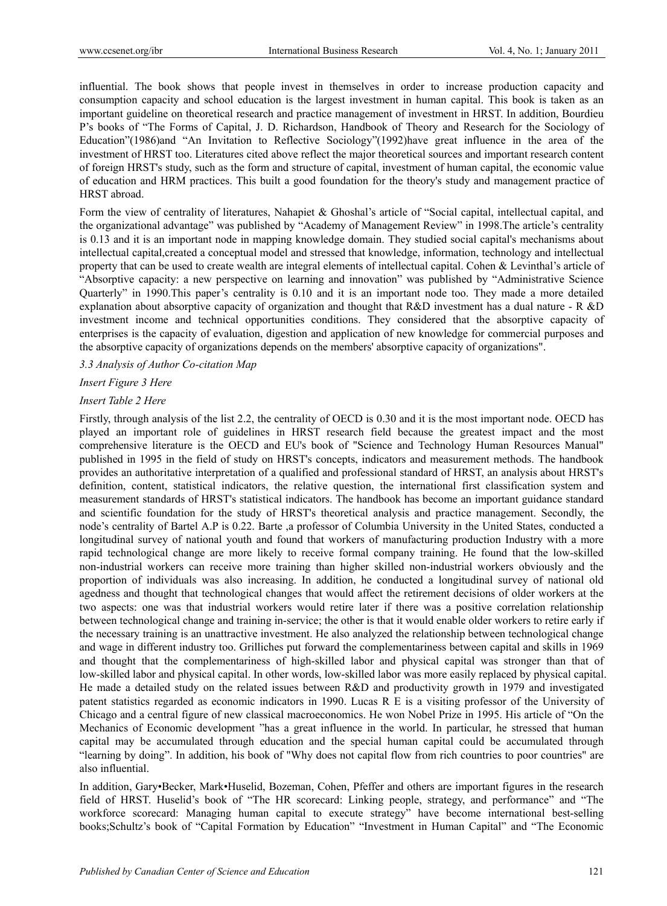influential. The book shows that people invest in themselves in order to increase production capacity and consumption capacity and school education is the largest investment in human capital. This book is taken as an important guideline on theoretical research and practice management of investment in HRST. In addition, Bourdieu P's books of "The Forms of Capital, J. D. Richardson, Handbook of Theory and Research for the Sociology of Education"(1986)and "An Invitation to Reflective Sociology"(1992)have great influence in the area of the investment of HRST too. Literatures cited above reflect the major theoretical sources and important research content of foreign HRST's study, such as the form and structure of capital, investment of human capital, the economic value of education and HRM practices. This built a good foundation for the theory's study and management practice of HRST abroad.

Form the view of centrality of literatures, Nahapiet & Ghoshal's article of "Social capital, intellectual capital, and the organizational advantage" was published by "Academy of Management Review" in 1998.The article's centrality is 0.13 and it is an important node in mapping knowledge domain. They studied social capital's mechanisms about intellectual capital,created a conceptual model and stressed that knowledge, information, technology and intellectual property that can be used to create wealth are integral elements of intellectual capital. Cohen & Levinthal's article of "Absorptive capacity: a new perspective on learning and innovation" was published by "Administrative Science Quarterly" in 1990.This paper's centrality is 0.10 and it is an important node too. They made a more detailed explanation about absorptive capacity of organization and thought that R&D investment has a dual nature - R &D investment income and technical opportunities conditions. They considered that the absorptive capacity of enterprises is the capacity of evaluation, digestion and application of new knowledge for commercial purposes and the absorptive capacity of organizations depends on the members' absorptive capacity of organizations".

*3.3 Analysis of Author Co-citation Map*

*Insert Figure 3 Here*

*Insert Table 2 Here*

Firstly, through analysis of the list 2.2, the centrality of OECD is 0.30 and it is the most important node. OECD has played an important role of guidelines in HRST research field because the greatest impact and the most comprehensive literature is the OECD and EU's book of "Science and Technology Human Resources Manual" published in 1995 in the field of study on HRST's concepts, indicators and measurement methods. The handbook provides an authoritative interpretation of a qualified and professional standard of HRST, an analysis about HRST's definition, content, statistical indicators, the relative question, the international first classification system and measurement standards of HRST's statistical indicators. The handbook has become an important guidance standard and scientific foundation for the study of HRST's theoretical analysis and practice management. Secondly, the node's centrality of Bartel A.P is 0.22. Barte ,a professor of Columbia University in the United States, conducted a longitudinal survey of national youth and found that workers of manufacturing production Industry with a more rapid technological change are more likely to receive formal company training. He found that the low-skilled non-industrial workers can receive more training than higher skilled non-industrial workers obviously and the proportion of individuals was also increasing. In addition, he conducted a longitudinal survey of national old agedness and thought that technological changes that would affect the retirement decisions of older workers at the two aspects: one was that industrial workers would retire later if there was a positive correlation relationship between technological change and training in-service; the other is that it would enable older workers to retire early if the necessary training is an unattractive investment. He also analyzed the relationship between technological change and wage in different industry too. Grilliches put forward the complementariness between capital and skills in 1969 and thought that the complementariness of high-skilled labor and physical capital was stronger than that of low-skilled labor and physical capital. In other words, low-skilled labor was more easily replaced by physical capital. He made a detailed study on the related issues between R&D and productivity growth in 1979 and investigated patent statistics regarded as economic indicators in 1990. Lucas R E is a visiting professor of the University of Chicago and a central figure of new classical macroeconomics. He won Nobel Prize in 1995. His article of "On the Mechanics of Economic development "has a great influence in the world. In particular, he stressed that human capital may be accumulated through education and the special human capital could be accumulated through "learning by doing". In addition, his book of "Why does not capital flow from rich countries to poor countries" are also influential.

In addition, Gary•Becker, Mark•Huselid, Bozeman, Cohen, Pfeffer and others are important figures in the research field of HRST. Huselid's book of "The HR scorecard: Linking people, strategy, and performance" and "The workforce scorecard: Managing human capital to execute strategy" have become international best-selling books;Schultz's book of "Capital Formation by Education" "Investment in Human Capital" and "The Economic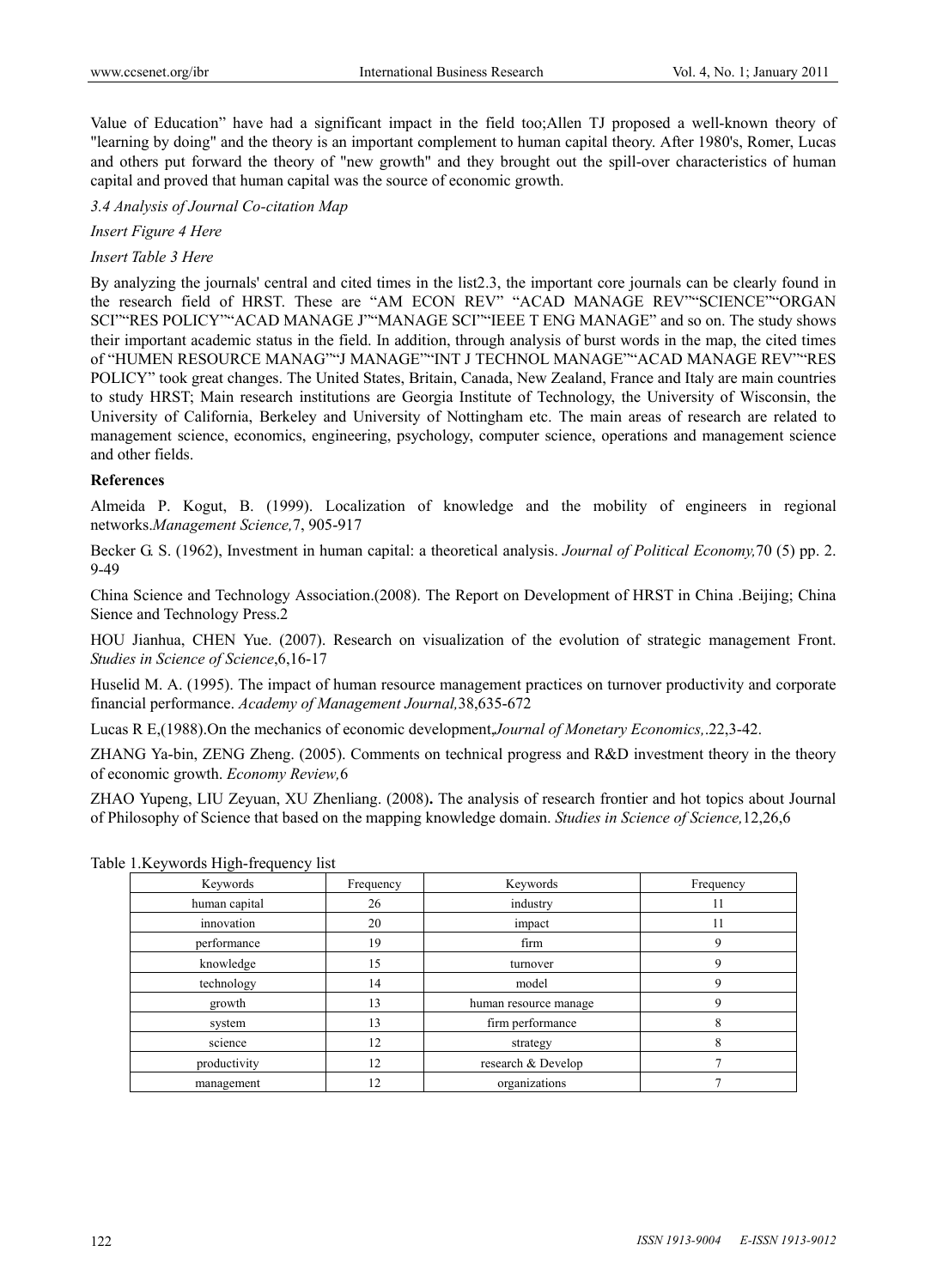Value of Education" have had a significant impact in the field too;Allen TJ proposed a well-known theory of "learning by doing" and the theory is an important complement to human capital theory. After 1980's, Romer, Lucas and others put forward the theory of "new growth" and they brought out the spill-over characteristics of human capital and proved that human capital was the source of economic growth.

*3.4 Analysis of Journal Co-citation Map*

*Insert Figure 4 Here*

*Insert Table 3 Here*

By analyzing the journals' central and cited times in the list2.3, the important core journals can be clearly found in the research field of HRST. These are "AM ECON REV" "ACAD MANAGE REV""SCIENCE""ORGAN SCI""RES POLICY""ACAD MANAGE J""MANAGE SCI""IEEE T ENG MANAGE" and so on. The study shows their important academic status in the field. In addition, through analysis of burst words in the map, the cited times of "HUMEN RESOURCE MANAG""J MANAGE""INT J TECHNOL MANAGE""ACAD MANAGE REV""RES POLICY" took great changes. The United States, Britain, Canada, New Zealand, France and Italy are main countries to study HRST; Main research institutions are Georgia Institute of Technology, the University of Wisconsin, the University of California, Berkeley and University of Nottingham etc. The main areas of research are related to management science, economics, engineering, psychology, computer science, operations and management science and other fields.

**References**

Almeida P. Kogut, B. (1999). Localization of knowledge and the mobility of engineers in regional networks.*Management Science,*7, 905-917

Becker G. S. (1962), Investment in human capital: a theoretical analysis. *Journal of Political Economy,*70 (5) pp. 2. 9-49

China Science and Technology Association.(2008). The Report on Development of HRST in China .Beijing; China Sience and Technology Press.2

HOU Jianhua, CHEN Yue. (2007). Research on visualization of the evolution of strategic management Front. *Studies in Science of Science*,6,16-17

Huselid M. A. (1995). The impact of human resource management practices on turnover productivity and corporate financial performance. *Academy of Management Journal,*38,635-672

Lucas R E,(1988).On the mechanics of economic development,*Journal of Monetary Economics,*.22,3-42.

ZHANG Ya-bin, ZENG Zheng. (2005). Comments on technical progress and R&D investment theory in the theory of economic growth. *Economy Review,*6

ZHAO Yupeng, LIU Zeyuan, XU Zhenliang. (2008)**.** The analysis of research frontier and hot topics about Journal of Philosophy of Science that based on the mapping knowledge domain. *Studies in Science of Science,*12,26,6

Table 1.Keywords High-frequency list

| Keywords | Frequency | Keywords | Frequency |
|---|---|---|---|
| human capital | 26 | industry | 11 |
| innovation | 20 | impact | 11 |
| performance | 19 | firm | 9 |
| knowledge | 15 | turnover | 9 |
| technology | 14 | model | 9 |
| growth | 13 | human resource manage | 9 |
| system | 13 | firm performance | 8 |
| science | 12 | strategy | 8 |
| productivity | 12 | research & Develop | 7 |
| management | 12 | organizations | 7 |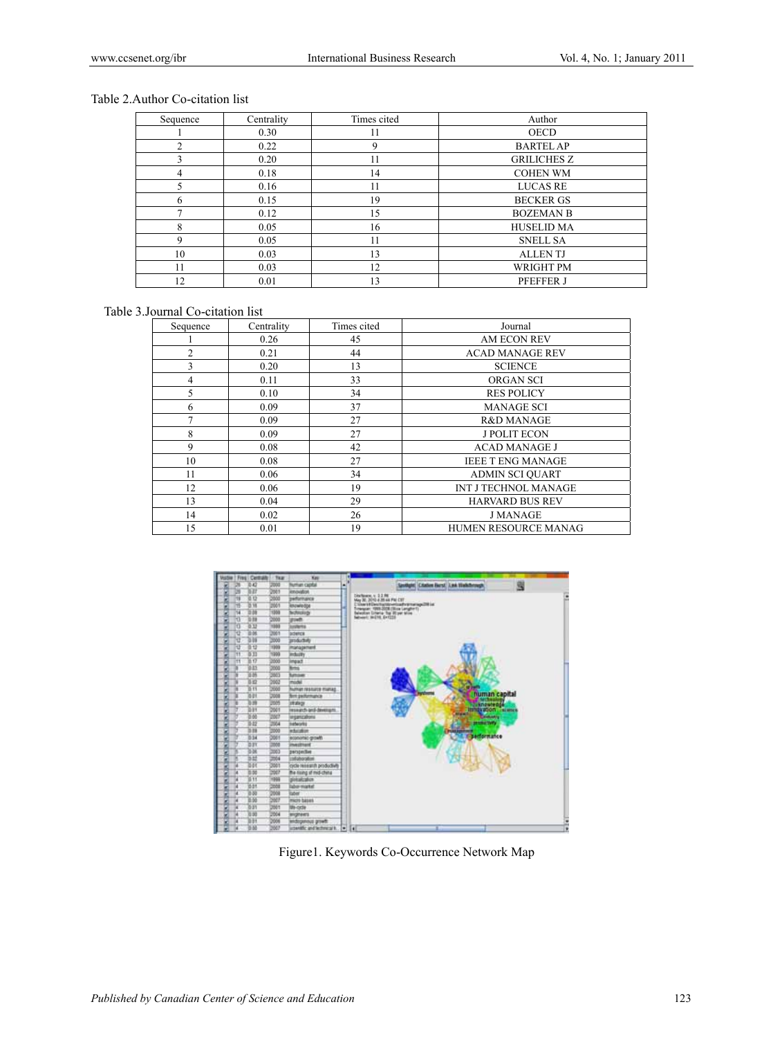Table 2.Author Co-citation list

| Sequence | Centrality | Times cited | Author |
|---|---|---|---|
| 1 | 0.30 | 11 | OECD |
| 2 | 0.22 | 9 | BARTEL AP |
| 3 | 0.20 | 11 | GRILICHES Z |
| 4 | 0.18 | 14 | COHEN WM |
| 5 | 0.16 | 11 | LUCAS RE |
| 6 | 0.15 | 19 | BECKER GS |
| 7 | 0.12 | 15 | BOZEMAN B |
| 8 | 0.05 | 16 | HUSELID MA |
| 9 | 0.05 | 11 | SNELL SA |
| 10 | 0.03 | 13 | ALLEN TJ |
| 11 | 0.03 | 12 | WRIGHT PM |
| 12 | 0.01 | 13 | PFEFFER J |

Table 3.Journal Co-citation list

| Sequence | Centrality | Times cited | Journal |
|---|---|---|---|
| 1 | 0.26 | 45 | AM ECON REV |
| 2 | 0.21 | 44 | ACAD MANAGE REV |
| 3 | 0.20 | 13 | SCIENCE |
| 4 | 0.11 | 33 | ORGAN SCI |
| 5 | 0.10 | 34 | RES POLICY |
| 6 | 0.09 | 37 | MANAGE SCI |
| 7 | 0.09 | 27 | R&D MANAGE |
| 8 | 0.09 | 27 | J POLIT ECON |
| 9 | 0.08 | 42 | ACAD MANAGE J |
| 10 | 0.08 | 27 | IEEE T ENG MANAGE |
| 11 | 0.06 | 34 | ADMIN SCI QUART |
| 12 | 0.06 | 19 | INT J TECHNOL MANAGE |
| 13 | 0.04 | 29 | HARVARD BUS REV |
| 14 | 0.02 | 26 | J MANAGE |
| 15 | 0.01 | 19 | HUMEN RESOURCE MANAG |

Figure1. Keywords Co-Occurrence Network Map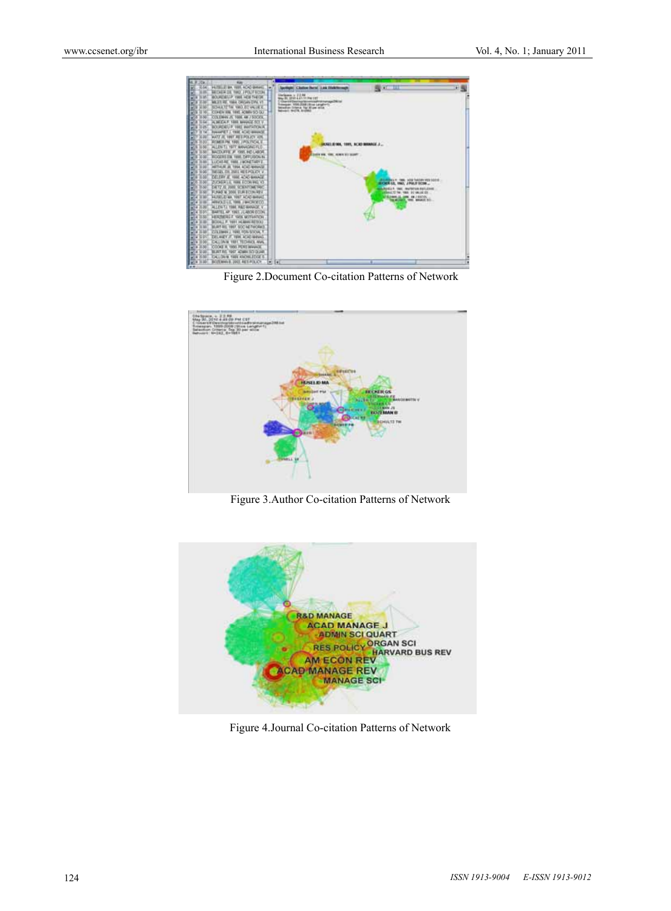Figure 2.Document Co-citation Patterns of Network

Figure 3.Author Co-citation Patterns of Network

R&D MANAGE
ACAD MANAGE J
ADMIN SCI QUART
RES POLICY
ORGAN SCI
HARVARD BUS REV
AM ECON REV
ACAD MANAGE REV
MANAGE SCI

Figure 4.Journal Co-citation Patterns of Network